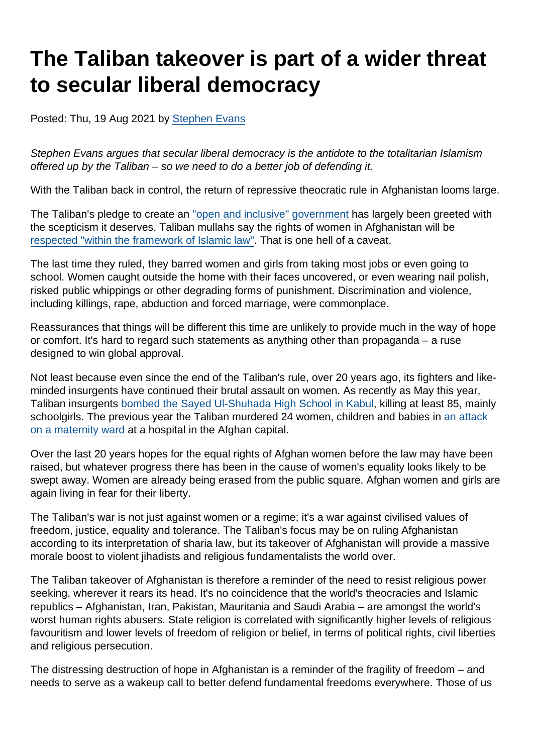# The Taliban takeover is part of a wider threat to secular liberal democracy

Posted: Thu, 19 Aug 2021 by [Stephen Evans]()

*Stephen Evans argues that secular liberal democracy is the antidote to the totalitarian Islamism offered up by the Taliban – so we need to do a better job of defending it.*

With the Taliban back in control, the return of repressive theocratic rule in Afghanistan looms large.

The Taliban's pledge to create an ["open and inclusive" government]() has largely been greeted with the scepticism it deserves. Taliban mullahs say the rights of women in Afghanistan will be [respected "within the framework of Islamic law"](). That is one hell of a caveat.

The last time they ruled, they barred women and girls from taking most jobs or even going to school. Women caught outside the home with their faces uncovered, or even wearing nail polish, risked public whippings or other degrading forms of punishment. Discrimination and violence, including killings, rape, abduction and forced marriage, were commonplace.

Reassurances that things will be different this time are unlikely to provide much in the way of hope or comfort. It's hard to regard such statements as anything other than propaganda – a ruse designed to win global approval.

Not least because even since the end of the Taliban's rule, over 20 years ago, its fighters and like-minded insurgents have continued their brutal assault on women. As recently as May this year, Taliban insurgents [bombed the Sayed Ul-Shuhada High School in Kabul](), killing at least 85, mainly schoolgirls. The previous year the Taliban murdered 24 women, children and babies in [an attack on a maternity ward]() at a hospital in the Afghan capital.

Over the last 20 years hopes for the equal rights of Afghan women before the law may have been raised, but whatever progress there has been in the cause of women's equality looks likely to be swept away. Women are already being erased from the public square. Afghan women and girls are again living in fear for their liberty.

The Taliban's war is not just against women or a regime; it's a war against civilised values of freedom, justice, equality and tolerance. The Taliban's focus may be on ruling Afghanistan according to its interpretation of sharia law, but its takeover of Afghanistan will provide a massive morale boost to violent jihadists and religious fundamentalists the world over.

The Taliban takeover of Afghanistan is therefore a reminder of the need to resist religious power seeking, wherever it rears its head. It's no coincidence that the world's theocracies and Islamic republics – Afghanistan, Iran, Pakistan, Mauritania and Saudi Arabia – are amongst the world's worst human rights abusers. State religion is correlated with significantly higher levels of religious favouritism and lower levels of freedom of religion or belief, in terms of political rights, civil liberties and religious persecution.

The distressing destruction of hope in Afghanistan is a reminder of the fragility of freedom – and needs to serve as a wakeup call to better defend fundamental freedoms everywhere. Those of us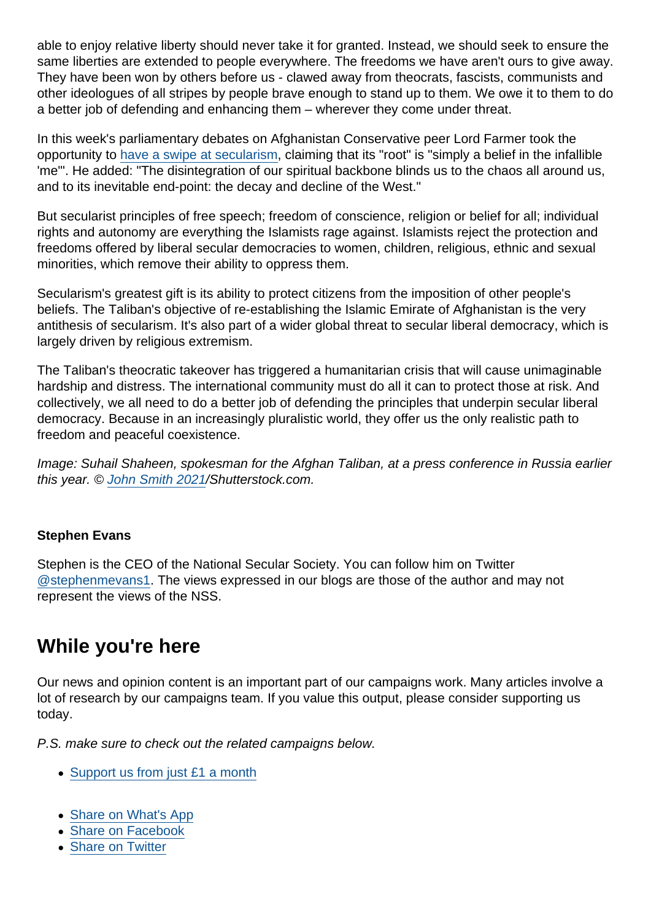able to enjoy relative liberty should never take it for granted. Instead, we should seek to ensure the same liberties are extended to people everywhere. The freedoms we have aren't ours to give away. They have been won by others before us - clawed away from theocrats, fascists, communists and other ideologues of all stripes by people brave enough to stand up to them. We owe it to them to do a better job of defending and enhancing them – wherever they come under threat.

In this week's parliamentary debates on Afghanistan Conservative peer Lord Farmer took the opportunity to [have a swipe at secularism], claiming that its "root" is "simply a belief in the infallible 'me'". He added: "The disintegration of our spiritual backbone blinds us to the chaos all around us, and to its inevitable end-point: the decay and decline of the West."

But secularist principles of free speech; freedom of conscience, religion or belief for all; individual rights and autonomy are everything the Islamists rage against. Islamists reject the protection and freedoms offered by liberal secular democracies to women, children, religious, ethnic and sexual minorities, which remove their ability to oppress them.

Secularism's greatest gift is its ability to protect citizens from the imposition of other people's beliefs. The Taliban's objective of re-establishing the Islamic Emirate of Afghanistan is the very antithesis of secularism. It's also part of a wider global threat to secular liberal democracy, which is largely driven by religious extremism.

The Taliban's theocratic takeover has triggered a humanitarian crisis that will cause unimaginable hardship and distress. The international community must do all it can to protect those at risk. And collectively, we all need to do a better job of defending the principles that underpin secular liberal democracy. Because in an increasingly pluralistic world, they offer us the only realistic path to freedom and peaceful coexistence.

*Image: Suhail Shaheen, spokesman for the Afghan Taliban, at a press conference in Russia earlier this year. © John Smith 2021/Shutterstock.com.*

**Stephen Evans**

Stephen is the CEO of the National Secular Society. You can follow him on Twitter @stephenmevans1. The views expressed in our blogs are those of the author and may not represent the views of the NSS.

## While you're here

Our news and opinion content is an important part of our campaigns work. Many articles involve a lot of research by our campaigns team. If you value this output, please consider supporting us today.

*P.S. make sure to check out the related campaigns below.*

- Support us from just £1 a month

- Share on What's App
- Share on Facebook
- Share on Twitter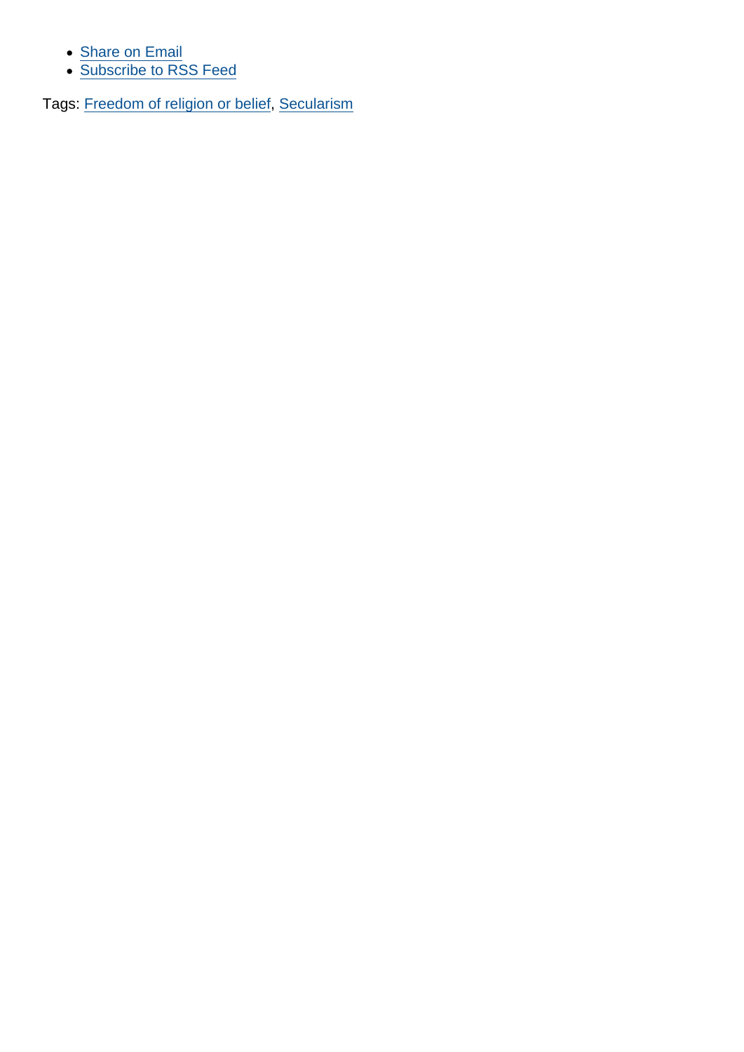- [Share on Email]
- [Subscribe to RSS Feed]

Tags: [Freedom of religion or belief], [Secularism]